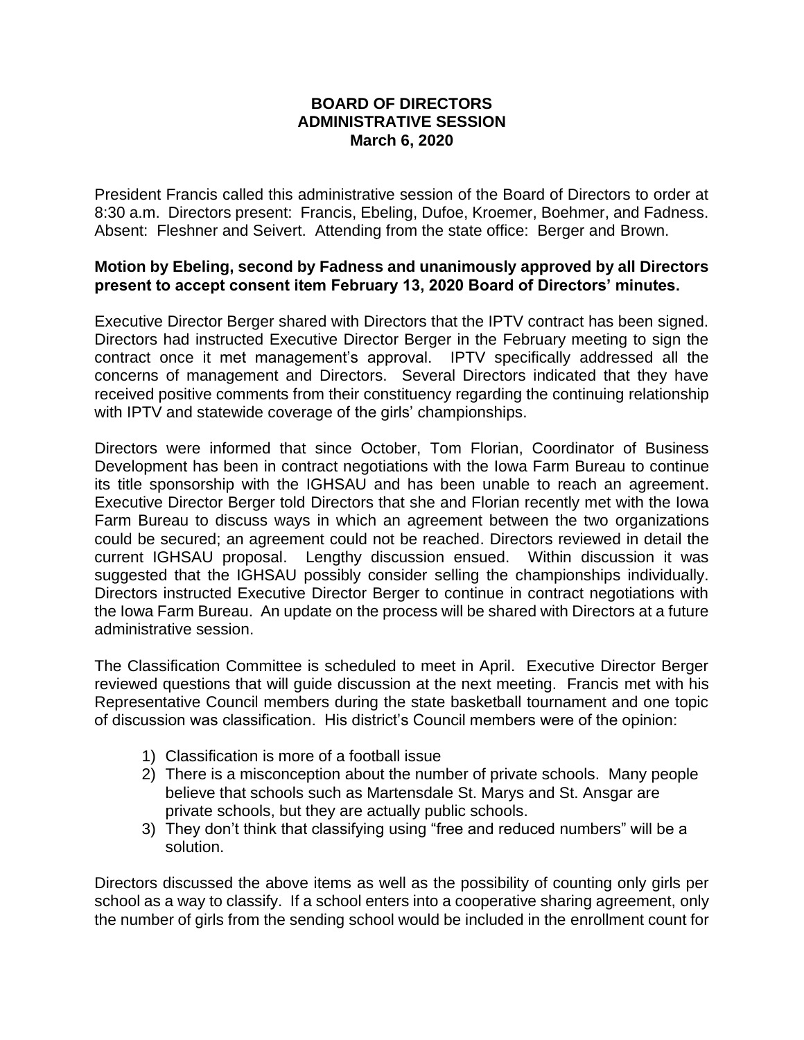**BOARD OF DIRECTORS**
**ADMINISTRATIVE SESSION**
**March 6, 2020**

President Francis called this administrative session of the Board of Directors to order at 8:30 a.m. Directors present: Francis, Ebeling, Dufoe, Kroemer, Boehmer, and Fadness. Absent: Fleshner and Seivert. Attending from the state office: Berger and Brown.

**Motion by Ebeling, second by Fadness and unanimously approved by all Directors present to accept consent item February 13, 2020 Board of Directors' minutes.**

Executive Director Berger shared with Directors that the IPTV contract has been signed. Directors had instructed Executive Director Berger in the February meeting to sign the contract once it met management's approval. IPTV specifically addressed all the concerns of management and Directors. Several Directors indicated that they have received positive comments from their constituency regarding the continuing relationship with IPTV and statewide coverage of the girls' championships.

Directors were informed that since October, Tom Florian, Coordinator of Business Development has been in contract negotiations with the Iowa Farm Bureau to continue its title sponsorship with the IGHSAU and has been unable to reach an agreement. Executive Director Berger told Directors that she and Florian recently met with the Iowa Farm Bureau to discuss ways in which an agreement between the two organizations could be secured; an agreement could not be reached. Directors reviewed in detail the current IGHSAU proposal. Lengthy discussion ensued. Within discussion it was suggested that the IGHSAU possibly consider selling the championships individually. Directors instructed Executive Director Berger to continue in contract negotiations with the Iowa Farm Bureau. An update on the process will be shared with Directors at a future administrative session.

The Classification Committee is scheduled to meet in April. Executive Director Berger reviewed questions that will guide discussion at the next meeting. Francis met with his Representative Council members during the state basketball tournament and one topic of discussion was classification. His district's Council members were of the opinion:

1) Classification is more of a football issue
2) There is a misconception about the number of private schools. Many people believe that schools such as Martensdale St. Marys and St. Ansgar are private schools, but they are actually public schools.
3) They don't think that classifying using "free and reduced numbers" will be a solution.

Directors discussed the above items as well as the possibility of counting only girls per school as a way to classify. If a school enters into a cooperative sharing agreement, only the number of girls from the sending school would be included in the enrollment count for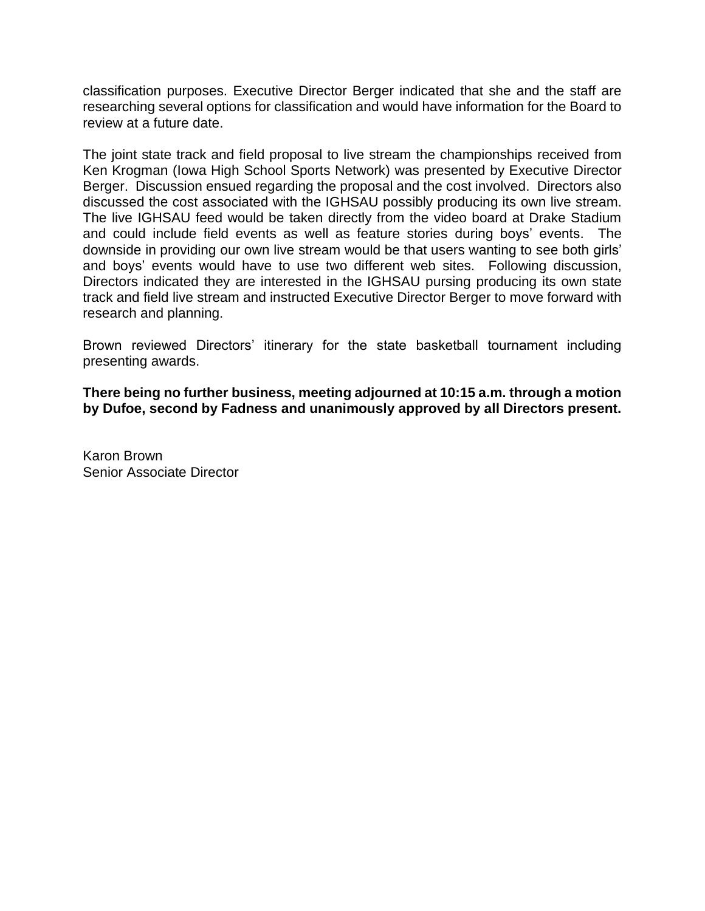classification purposes. Executive Director Berger indicated that she and the staff are researching several options for classification and would have information for the Board to review at a future date.

The joint state track and field proposal to live stream the championships received from Ken Krogman (Iowa High School Sports Network) was presented by Executive Director Berger. Discussion ensued regarding the proposal and the cost involved. Directors also discussed the cost associated with the IGHSAU possibly producing its own live stream. The live IGHSAU feed would be taken directly from the video board at Drake Stadium and could include field events as well as feature stories during boys' events. The downside in providing our own live stream would be that users wanting to see both girls' and boys' events would have to use two different web sites. Following discussion, Directors indicated they are interested in the IGHSAU pursing producing its own state track and field live stream and instructed Executive Director Berger to move forward with research and planning.

Brown reviewed Directors' itinerary for the state basketball tournament including presenting awards.

**There being no further business, meeting adjourned at 10:15 a.m. through a motion by Dufoe, second by Fadness and unanimously approved by all Directors present.**

Karon Brown
Senior Associate Director